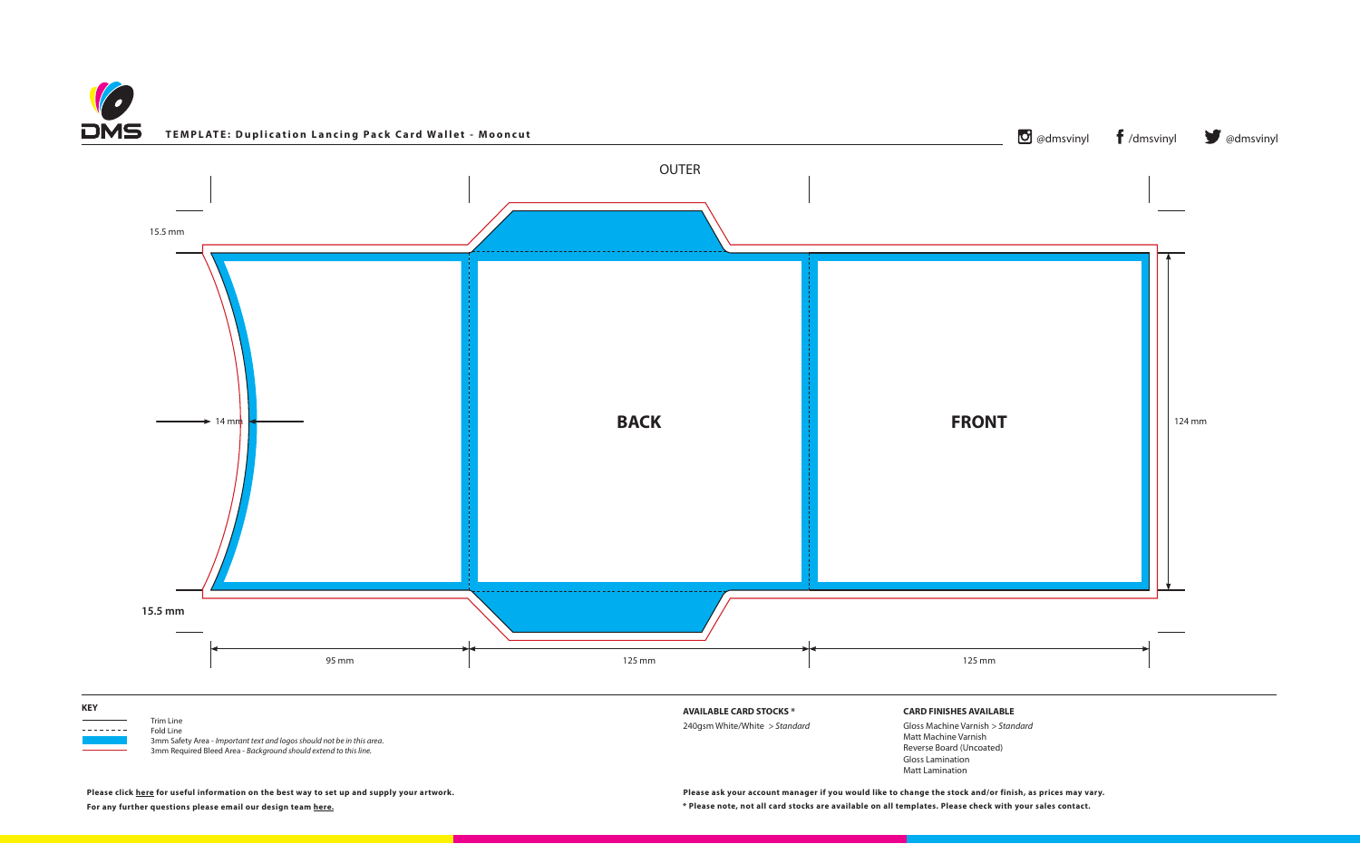**TEMPLATE: Duplication Lancing Pack Card Wallet - Mooncut**

@dmsvinyl /dmsvinyl @dmsvinyl

OUTER

15.5 mm

14 mm

**BACK**

**FRONT**

124 mm

**15.5 mm**

95 mm

125 mm

125 mm

**KEY**

Trim Line
Fold Line
3mm Safety Area - *Important text and logos should not be in this area.*
3mm Required Bleed Area - *Background should extend to this line.*

**AVAILABLE CARD STOCKS \***

240gsm White/White > *Standard*

**CARD FINISHES AVAILABLE**

Gloss Machine Varnish > *Standard*
Matt Machine Varnish
Reverse Board (Uncoated)
Gloss Lamination
Matt Lamination

**Please click here for useful information on the best way to set up and supply your artwork.**

**For any further questions please email our design team here.**

**Please ask your account manager if you would like to change the stock and/or finish, as prices may vary.**

**\* Please note, not all card stocks are available on all templates. Please check with your sales contact.**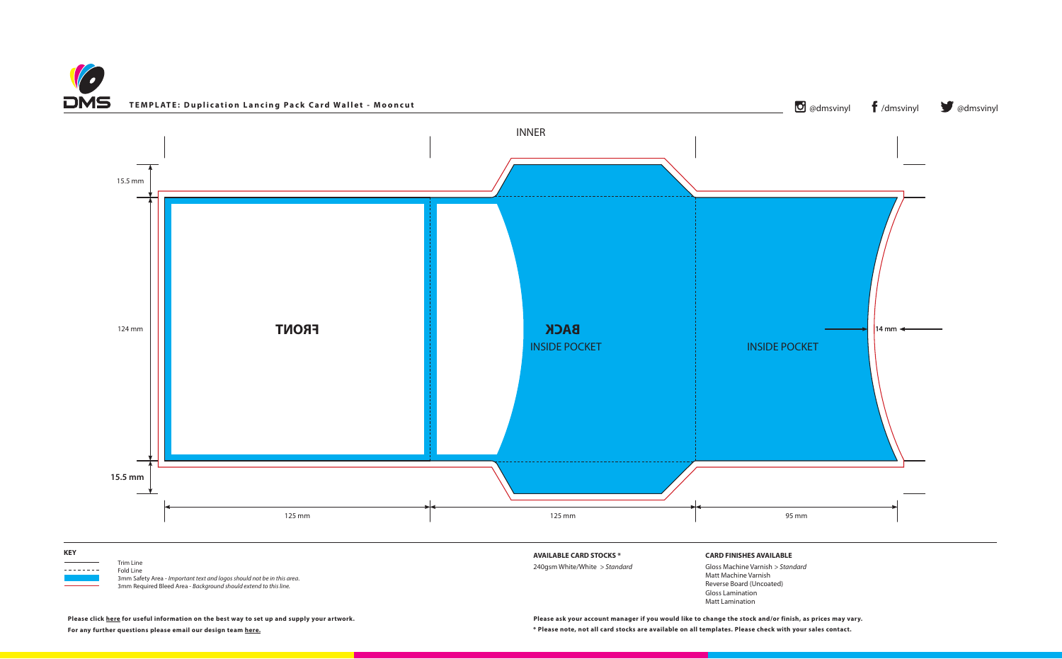**TEMPLATE: Duplication Lancing Pack Card Wallet - Mooncut**

@dmsvinyl /dmsvinyl @dmsvinyl

INNER

15.5 mm

124 mm

15.5 mm

FRONT

BACK
INSIDE POCKET

INSIDE POCKET

14 mm

125 mm

125 mm

95 mm

**KEY**

Trim Line
Fold Line
3mm Safety Area - *Important text and logos should not be in this area.*
3mm Required Bleed Area - *Background should extend to this line.*

**AVAILABLE CARD STOCKS ***

240gsm White/White > *Standard*

**CARD FINISHES AVAILABLE**

Gloss Machine Varnish > *Standard*
Matt Machine Varnish
Reverse Board (Uncoated)
Gloss Lamination
Matt Lamination

**Please click here for useful information on the best way to set up and supply your artwork.**

**For any further questions please email our design team here.**

**Please ask your account manager if you would like to change the stock and/or finish, as prices may vary.**

*** Please note, not all card stocks are available on all templates. Please check with your sales contact.**